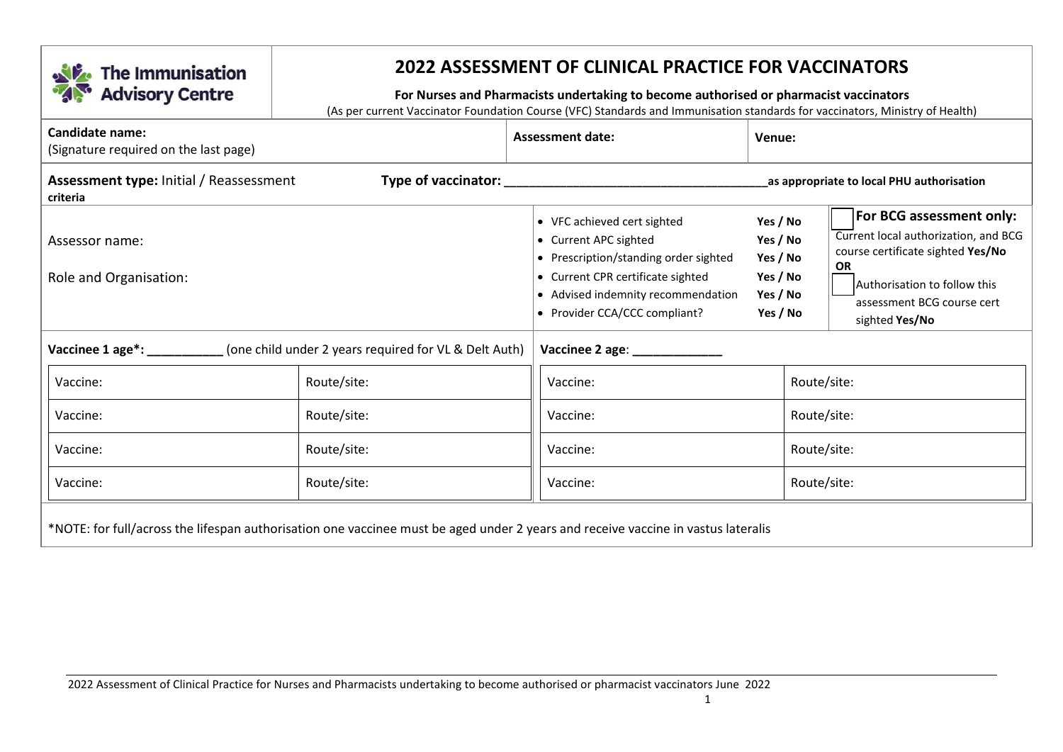The Immunisation Advisory Centre

# 2022 ASSESSMENT OF CLINICAL PRACTICE FOR VACCINATORS

**For Nurses and Pharmacists undertaking to become authorised or pharmacist vaccinators**

(As per current Vaccinator Foundation Course (VFC) Standards and Immunisation standards for vaccinators, Ministry of Health)

| **Candidate name:** (Signature required on the last page) | **Assessment date:** | **Venue:** |
|---|---|---|

**Assessment type:** Initial / Reassessment criteria **Type of vaccinator:** ___________________________________ **as appropriate to local PHU authorisation**

Assessor name:

Role and Organisation:

- VFC achieved cert sighted **Yes / No**
- Current APC sighted **Yes / No**
- Prescription/standing order sighted **Yes / No**
- Current CPR certificate sighted **Yes / No**
- Advised indemnity recommendation **Yes / No**
- Provider CCA/CCC compliant? **Yes / No**

☐ **For BCG assessment only:**
Current local authorization, and BCG course certificate sighted **Yes/No**
**OR**
☐ Authorisation to follow this assessment BCG course cert sighted **Yes/No**

**Vaccinee 1 age*:** ___________ (one child under 2 years required for VL & Delt Auth)

| Vaccine: | Route/site: |
|---|---|
| Vaccine: | Route/site: |
| Vaccine: | Route/site: |
| Vaccine: | Route/site: |

**Vaccinee 2 age**: _____________

| Vaccine: | Route/site: |
|---|---|
| Vaccine: | Route/site: |
| Vaccine: | Route/site: |
| Vaccine: | Route/site: |

*NOTE: for full/across the lifespan authorisation one vaccinee must be aged under 2 years and receive vaccine in vastus lateralis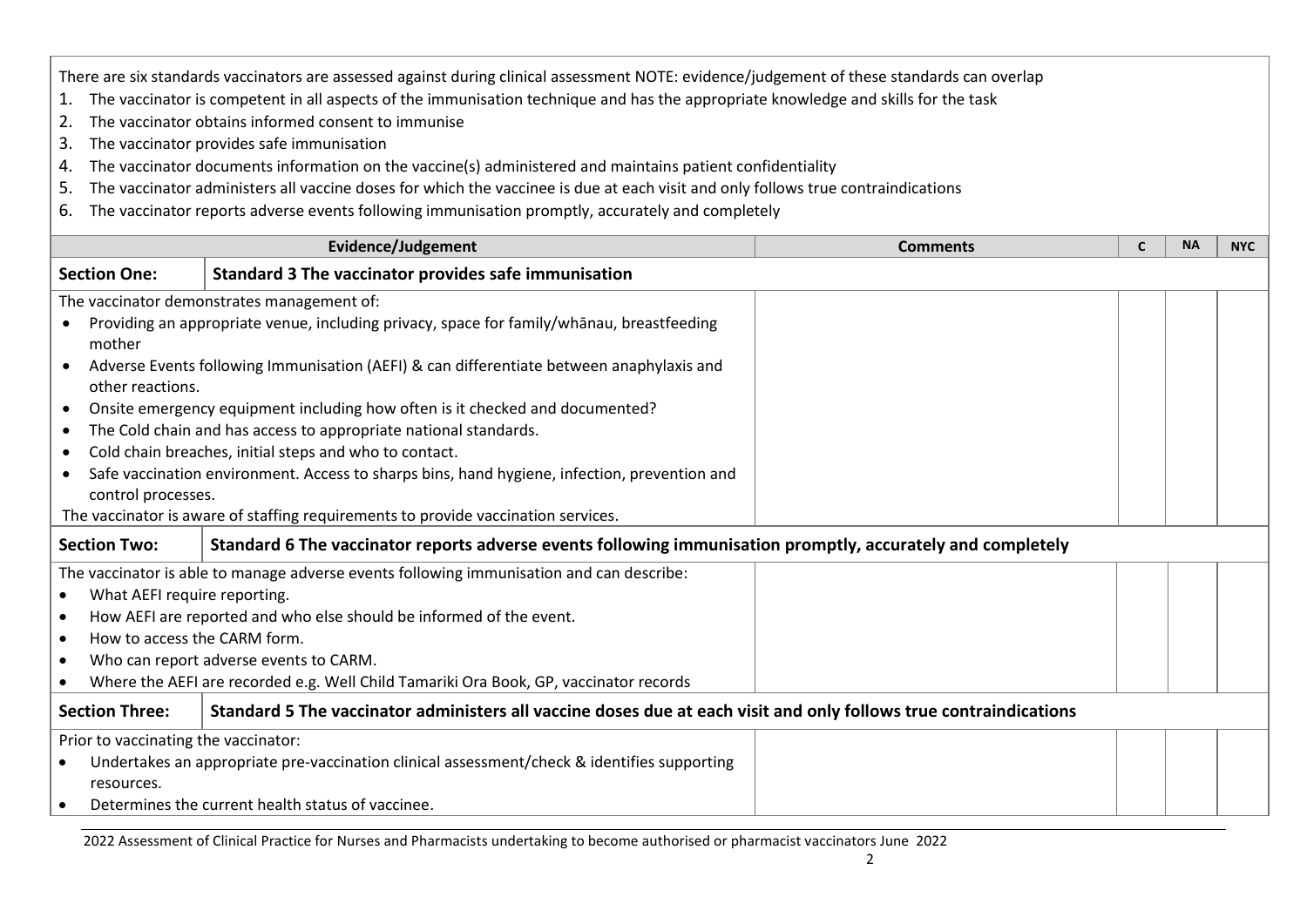There are six standards vaccinators are assessed against during clinical assessment NOTE: evidence/judgement of these standards can overlap

1. The vaccinator is competent in all aspects of the immunisation technique and has the appropriate knowledge and skills for the task
2. The vaccinator obtains informed consent to immunise
3. The vaccinator provides safe immunisation
4. The vaccinator documents information on the vaccine(s) administered and maintains patient confidentiality
5. The vaccinator administers all vaccine doses for which the vaccinee is due at each visit and only follows true contraindications
6. The vaccinator reports adverse events following immunisation promptly, accurately and completely

| Evidence/Judgement | | Comments | C | NA | NYC |
|---|---|---|---|---|---|
| **Section One:** | **Standard 3 The vaccinator provides safe immunisation** | | | | |
| The vaccinator demonstrates management of:<br>• Providing an appropriate venue, including privacy, space for family/whānau, breastfeeding mother<br>• Adverse Events following Immunisation (AEFI) & can differentiate between anaphylaxis and other reactions.<br>• Onsite emergency equipment including how often is it checked and documented?<br>• The Cold chain and has access to appropriate national standards.<br>• Cold chain breaches, initial steps and who to contact.<br>• Safe vaccination environment. Access to sharps bins, hand hygiene, infection, prevention and control processes.<br>The vaccinator is aware of staffing requirements to provide vaccination services. | | | | | |
| **Section Two:** | **Standard 6 The vaccinator reports adverse events following immunisation promptly, accurately and completely** | | | | |
| The vaccinator is able to manage adverse events following immunisation and can describe:<br>• What AEFI require reporting.<br>• How AEFI are reported and who else should be informed of the event.<br>• How to access the CARM form.<br>• Who can report adverse events to CARM.<br>• Where the AEFI are recorded e.g. Well Child Tamariki Ora Book, GP, vaccinator records | | | | | |
| **Section Three:** | **Standard 5 The vaccinator administers all vaccine doses due at each visit and only follows true contraindications** | | | | |
| Prior to vaccinating the vaccinator:<br>• Undertakes an appropriate pre-vaccination clinical assessment/check & identifies supporting resources.<br>• Determines the current health status of vaccinee. | | | | | |

2022 Assessment of Clinical Practice for Nurses and Pharmacists undertaking to become authorised or pharmacist vaccinators June 2022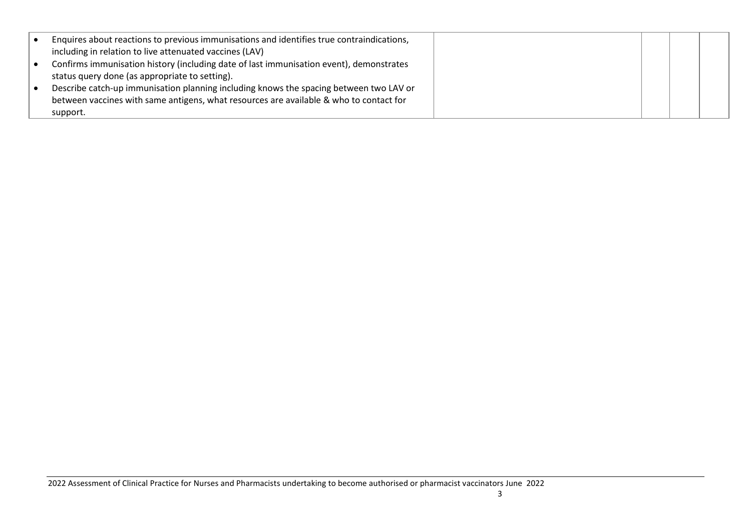| | | | | |
|---|---|---|---|---|
| <ul><li>Enquires about reactions to previous immunisations and identifies true contraindications, including in relation to live attenuated vaccines (LAV)</li><li>Confirms immunisation history (including date of last immunisation event), demonstrates status query done (as appropriate to setting).</li><li>Describe catch-up immunisation planning including knows the spacing between two LAV or between vaccines with same antigens, what resources are available & who to contact for support.</li></ul> | | | | |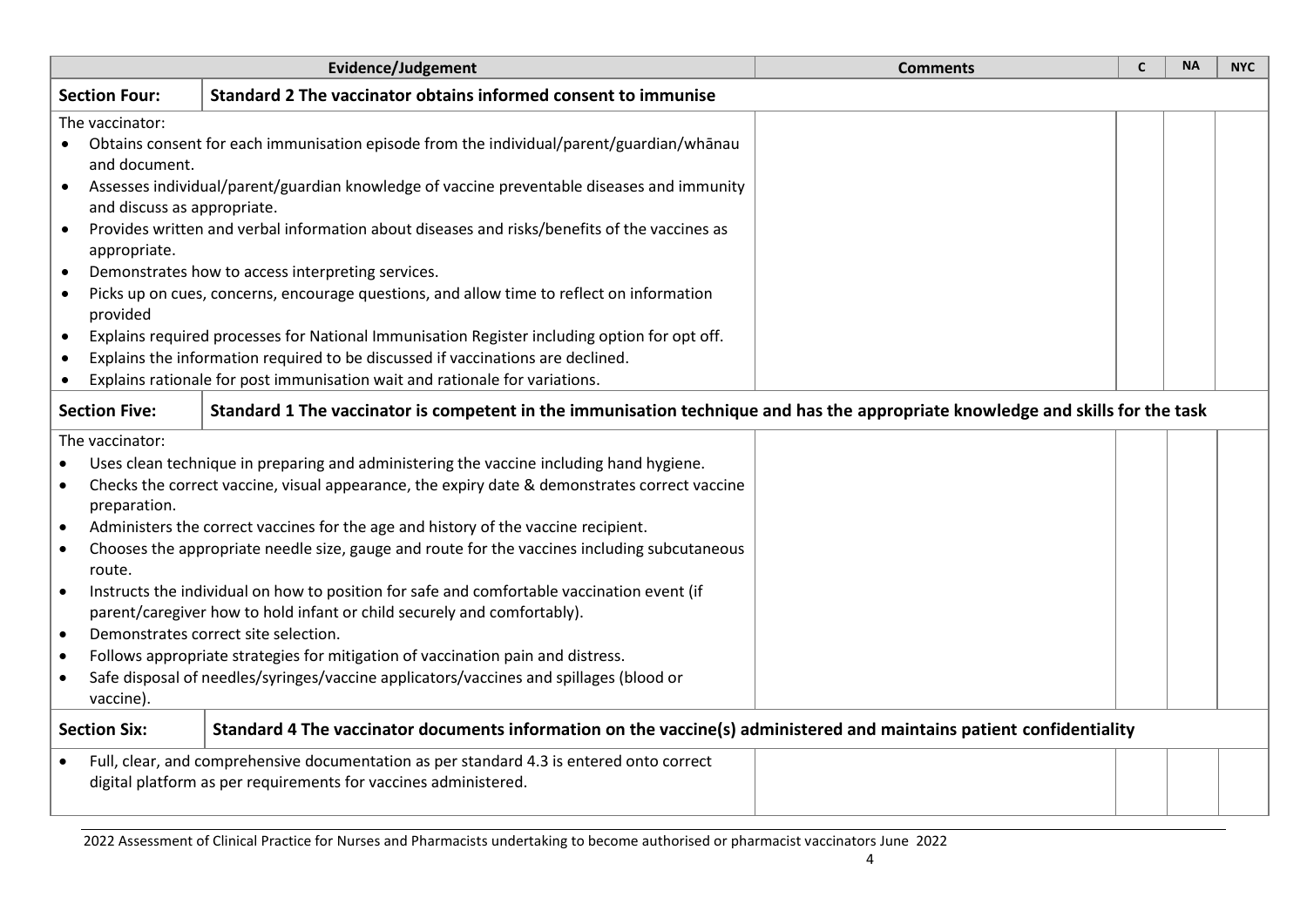| Evidence/Judgement | | Comments | C | NA | NYC |
|---|---|---|---|---|---|
| **Section Four:** | **Standard 2 The vaccinator obtains informed consent to immunise** | | | | |
| The vaccinator:<br>• Obtains consent for each immunisation episode from the individual/parent/guardian/whānau and document.<br>• Assesses individual/parent/guardian knowledge of vaccine preventable diseases and immunity and discuss as appropriate.<br>• Provides written and verbal information about diseases and risks/benefits of the vaccines as appropriate.<br>• Demonstrates how to access interpreting services.<br>• Picks up on cues, concerns, encourage questions, and allow time to reflect on information provided<br>• Explains required processes for National Immunisation Register including option for opt off.<br>• Explains the information required to be discussed if vaccinations are declined.<br>• Explains rationale for post immunisation wait and rationale for variations. | | | | | |
| **Section Five:** | **Standard 1 The vaccinator is competent in the immunisation technique and has the appropriate knowledge and skills for the task** | | | | |
| The vaccinator:<br>• Uses clean technique in preparing and administering the vaccine including hand hygiene.<br>• Checks the correct vaccine, visual appearance, the expiry date & demonstrates correct vaccine preparation.<br>• Administers the correct vaccines for the age and history of the vaccine recipient.<br>• Chooses the appropriate needle size, gauge and route for the vaccines including subcutaneous route.<br>• Instructs the individual on how to position for safe and comfortable vaccination event (if parent/caregiver how to hold infant or child securely and comfortably).<br>• Demonstrates correct site selection.<br>• Follows appropriate strategies for mitigation of vaccination pain and distress.<br>• Safe disposal of needles/syringes/vaccine applicators/vaccines and spillages (blood or vaccine). | | | | | |
| **Section Six:** | **Standard 4 The vaccinator documents information on the vaccine(s) administered and maintains patient confidentiality** | | | | |
| • Full, clear, and comprehensive documentation as per standard 4.3 is entered onto correct digital platform as per requirements for vaccines administered. | | | | | |

2022 Assessment of Clinical Practice for Nurses and Pharmacists undertaking to become authorised or pharmacist vaccinators June 2022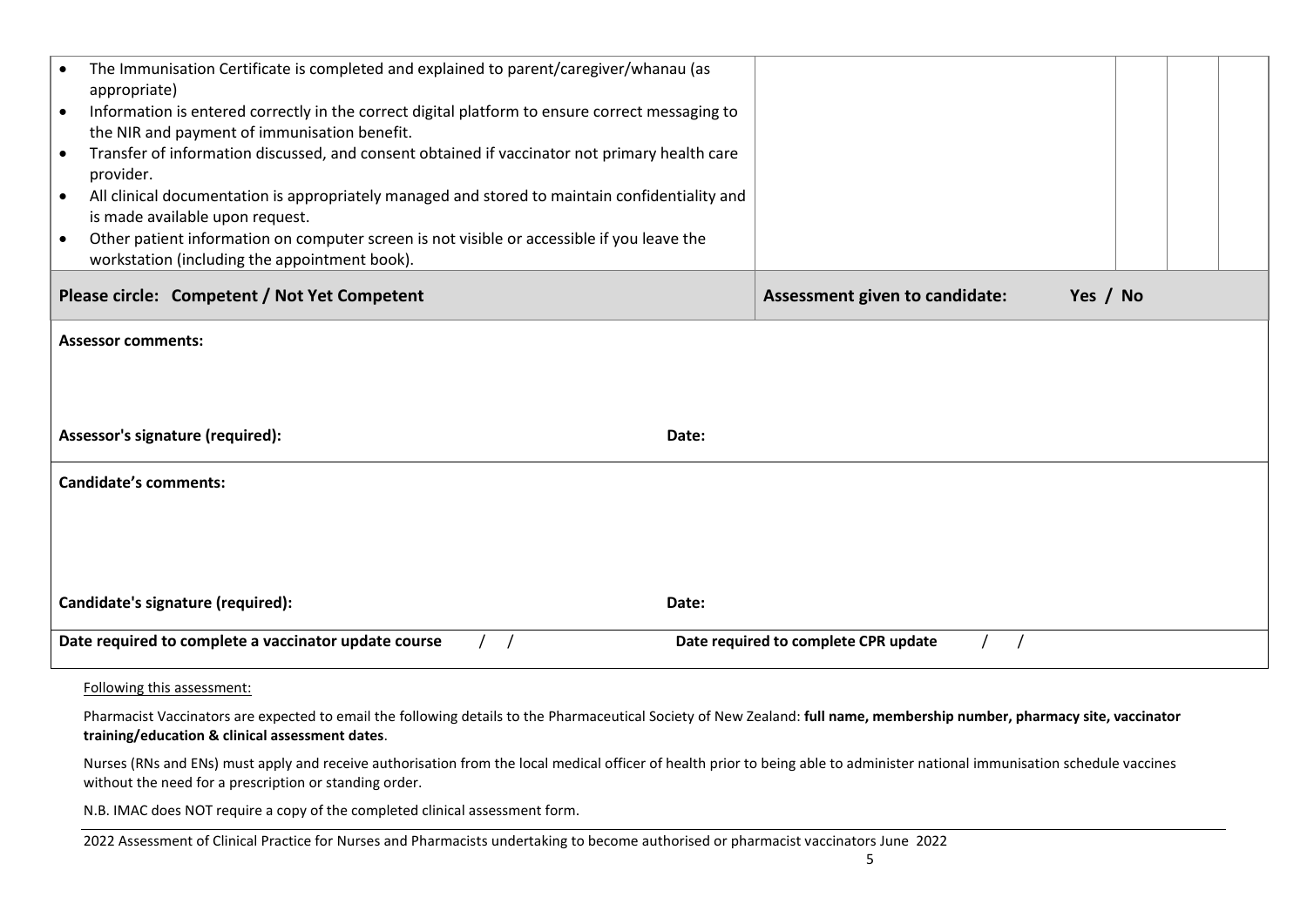| | | | | |
|---|---|---|---|---|
| • The Immunisation Certificate is completed and explained to parent/caregiver/whanau (as appropriate)<br>• Information is entered correctly in the correct digital platform to ensure correct messaging to the NIR and payment of immunisation benefit.<br>• Transfer of information discussed, and consent obtained if vaccinator not primary health care provider.<br>• All clinical documentation is appropriately managed and stored to maintain confidentiality and is made available upon request.<br>• Other patient information on computer screen is not visible or accessible if you leave the workstation (including the appointment book). | | | | |
| **Please circle: Competent / Not Yet Competent** | **Assessment given to candidate: Yes / No** | | | |

**Assessor comments:**

**Assessor's signature (required):** **Date:**

**Candidate's comments:**

**Candidate's signature (required):** **Date:**

**Date required to complete a vaccinator update course / /** **Date required to complete CPR update / /**

Following this assessment:

Pharmacist Vaccinators are expected to email the following details to the Pharmaceutical Society of New Zealand: **full name, membership number, pharmacy site, vaccinator training/education & clinical assessment dates**.

Nurses (RNs and ENs) must apply and receive authorisation from the local medical officer of health prior to being able to administer national immunisation schedule vaccines without the need for a prescription or standing order.

N.B. IMAC does NOT require a copy of the completed clinical assessment form.